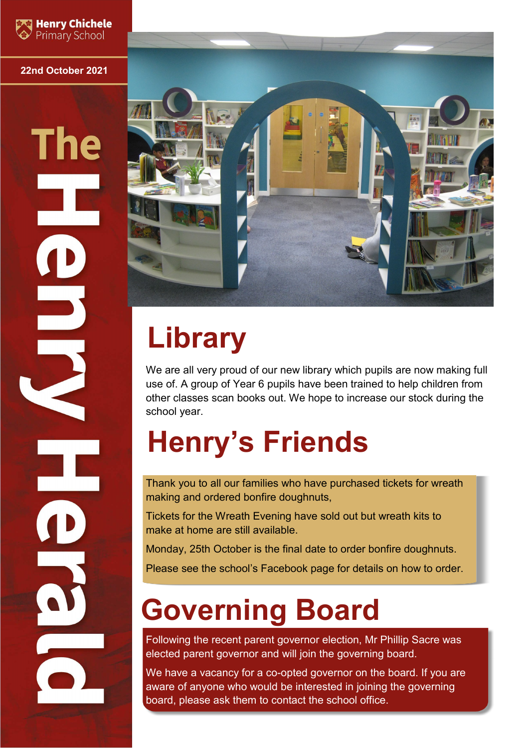Henry Chichele Primary School

22nd October 2021

# The Henry Herald

## Library

We are all very proud of our new library which pupils are now making full use of. A group of Year 6 pupils have been trained to help children from other classes scan books out. We hope to increase our stock during the school year.

## Henry's Friends

Thank you to all our families who have purchased tickets for wreath making and ordered bonfire doughnuts,

Tickets for the Wreath Evening have sold out but wreath kits to make at home are still available.

Monday, 25th October is the final date to order bonfire doughnuts.

Please see the school's Facebook page for details on how to order.

## Governing Board

Following the recent parent governor election, Mr Phillip Sacre was elected parent governor and will join the governing board.

We have a vacancy for a co-opted governor on the board. If you are aware of anyone who would be interested in joining the governing board, please ask them to contact the school office.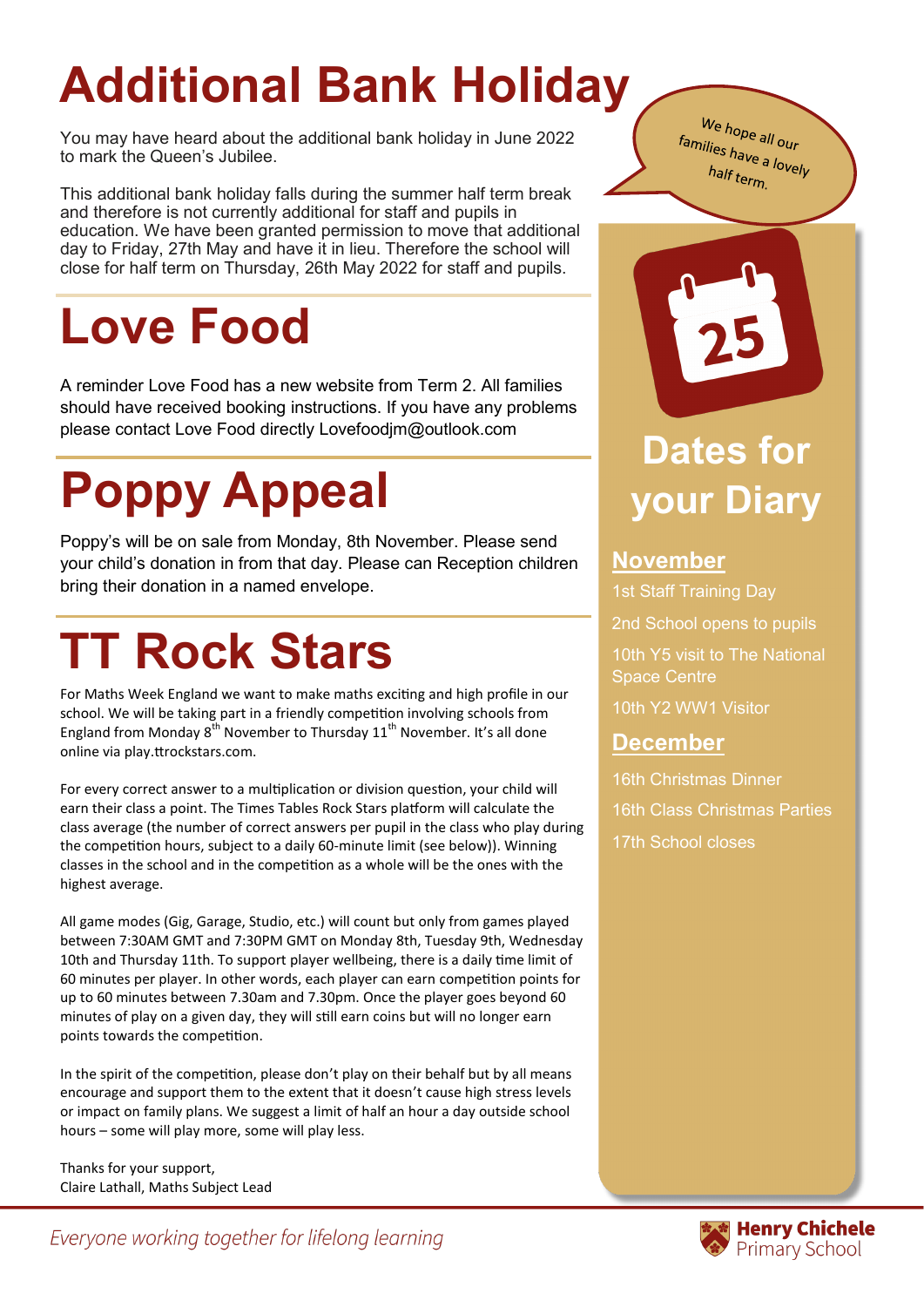# Additional Bank Holiday

You may have heard about the additional bank holiday in June 2022 to mark the Queen's Jubilee.

This additional bank holiday falls during the summer half term break and therefore is not currently additional for staff and pupils in education. We have been granted permission to move that additional day to Friday, 27th May and have it in lieu. Therefore the school will close for half term on Thursday, 26th May 2022 for staff and pupils.

# Love Food

A reminder Love Food has a new website from Term 2. All families should have received booking instructions. If you have any problems please contact Love Food directly Lovefoodjm@outlook.com

# Poppy Appeal

Poppy's will be on sale from Monday, 8th November. Please send your child's donation in from that day. Please can Reception children bring their donation in a named envelope.

# TT Rock Stars

For Maths Week England we want to make maths exciting and high profile in our school. We will be taking part in a friendly competition involving schools from England from Monday 8th November to Thursday 11th November. It's all done online via play.ttrockstars.com.

For every correct answer to a multiplication or division question, your child will earn their class a point. The Times Tables Rock Stars platform will calculate the class average (the number of correct answers per pupil in the class who play during the competition hours, subject to a daily 60-minute limit (see below)). Winning classes in the school and in the competition as a whole will be the ones with the highest average.

All game modes (Gig, Garage, Studio, etc.) will count but only from games played between 7:30AM GMT and 7:30PM GMT on Monday 8th, Tuesday 9th, Wednesday 10th and Thursday 11th. To support player wellbeing, there is a daily time limit of 60 minutes per player. In other words, each player can earn competition points for up to 60 minutes between 7.30am and 7.30pm. Once the player goes beyond 60 minutes of play on a given day, they will still earn coins but will no longer earn points towards the competition.

In the spirit of the competition, please don't play on their behalf but by all means encourage and support them to the extent that it doesn't cause high stress levels or impact on family plans. We suggest a limit of half an hour a day outside school hours – some will play more, some will play less.

Thanks for your support,
Claire Lathall, Maths Subject Lead

We hope all our families have a lovely half term.

25

# Dates for your Diary

## November

1st Staff Training Day

2nd School opens to pupils

10th Y5 visit to The National Space Centre

10th Y2 WW1 Visitor

## December

16th Christmas Dinner

16th Class Christmas Parties

17th School closes

*Everyone working together for lifelong learning*

**Henry Chichele** Primary School